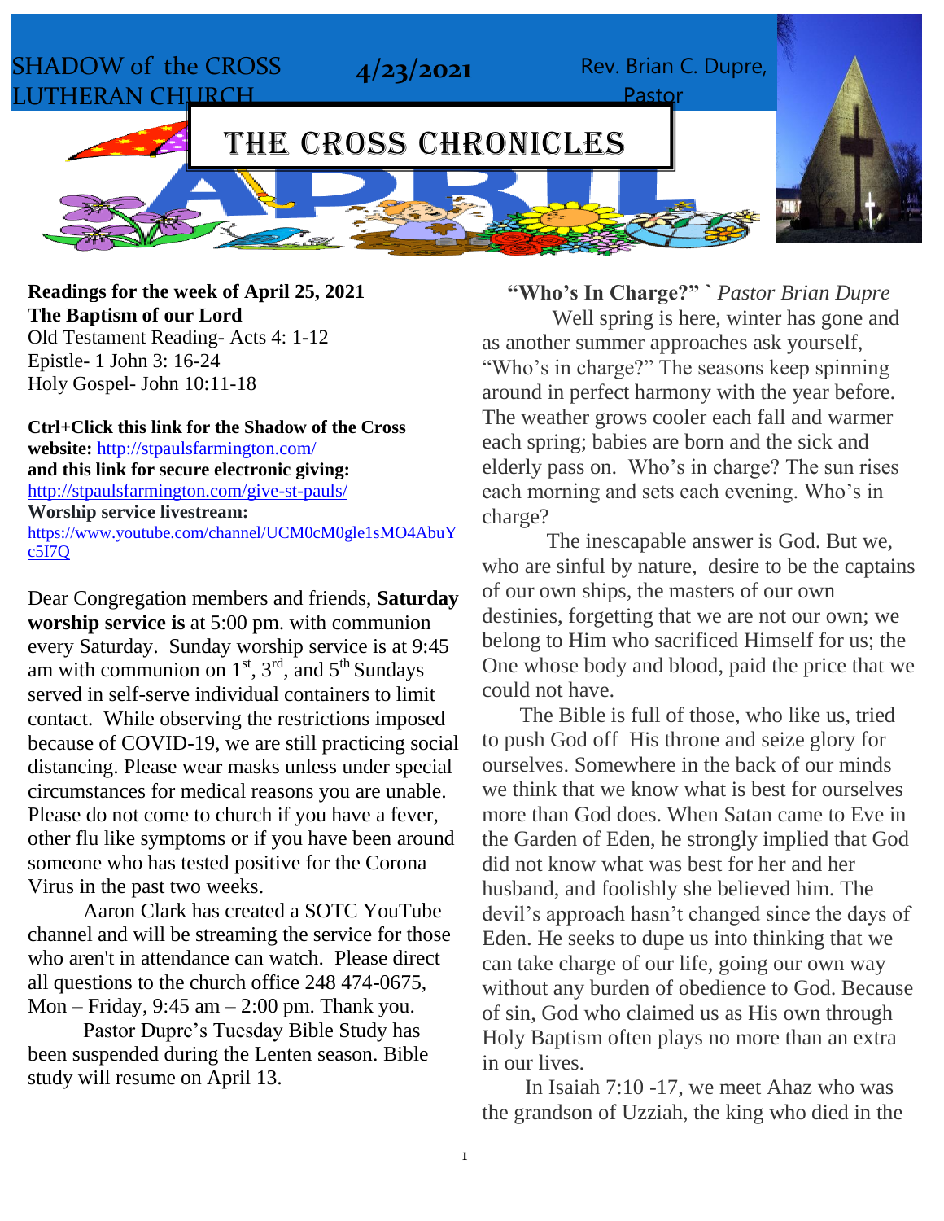SHADOW of the CROSS LUTHERAN CHURCH

4/23/2021

Rev. Brian C. Dupre, Pastor

# THE CROSS CHRONICLES

**Readings for the week of April 25, 2021**
**The Baptism of our Lord**
Old Testament Reading- Acts 4: 1-12
Epistle- 1 John 3: 16-24
Holy Gospel- John 10:11-18

**Ctrl+Click this link for the Shadow of the Cross website:** http://stpaulsfarmington.com/
**and this link for secure electronic giving:** http://stpaulsfarmington.com/give-st-pauls/
**Worship service livestream:** https://www.youtube.com/channel/UCM0cM0gle1sMO4AbuYc5I7Q

Dear Congregation members and friends, **Saturday worship service is** at 5:00 pm. with communion every Saturday. Sunday worship service is at 9:45 am with communion on 1st, 3rd, and 5th Sundays served in self-serve individual containers to limit contact. While observing the restrictions imposed because of COVID-19, we are still practicing social distancing. Please wear masks unless under special circumstances for medical reasons you are unable. Please do not come to church if you have a fever, other flu like symptoms or if you have been around someone who has tested positive for the Corona Virus in the past two weeks.

Aaron Clark has created a SOTC YouTube channel and will be streaming the service for those who aren't in attendance can watch. Please direct all questions to the church office 248 474-0675, Mon – Friday, 9:45 am – 2:00 pm. Thank you.

Pastor Dupre's Tuesday Bible Study has been suspended during the Lenten season. Bible study will resume on April 13.

**"Who's In Charge?"** ` *Pastor Brian Dupre*

Well spring is here, winter has gone and as another summer approaches ask yourself, "Who's in charge?" The seasons keep spinning around in perfect harmony with the year before. The weather grows cooler each fall and warmer each spring; babies are born and the sick and elderly pass on. Who's in charge? The sun rises each morning and sets each evening. Who's in charge?

The inescapable answer is God. But we, who are sinful by nature, desire to be the captains of our own ships, the masters of our own destinies, forgetting that we are not our own; we belong to Him who sacrificed Himself for us; the One whose body and blood, paid the price that we could not have.

The Bible is full of those, who like us, tried to push God off His throne and seize glory for ourselves. Somewhere in the back of our minds we think that we know what is best for ourselves more than God does. When Satan came to Eve in the Garden of Eden, he strongly implied that God did not know what was best for her and her husband, and foolishly she believed him. The devil's approach hasn't changed since the days of Eden. He seeks to dupe us into thinking that we can take charge of our life, going our own way without any burden of obedience to God. Because of sin, God who claimed us as His own through Holy Baptism often plays no more than an extra in our lives.

In Isaiah 7:10 -17, we meet Ahaz who was the grandson of Uzziah, the king who died in the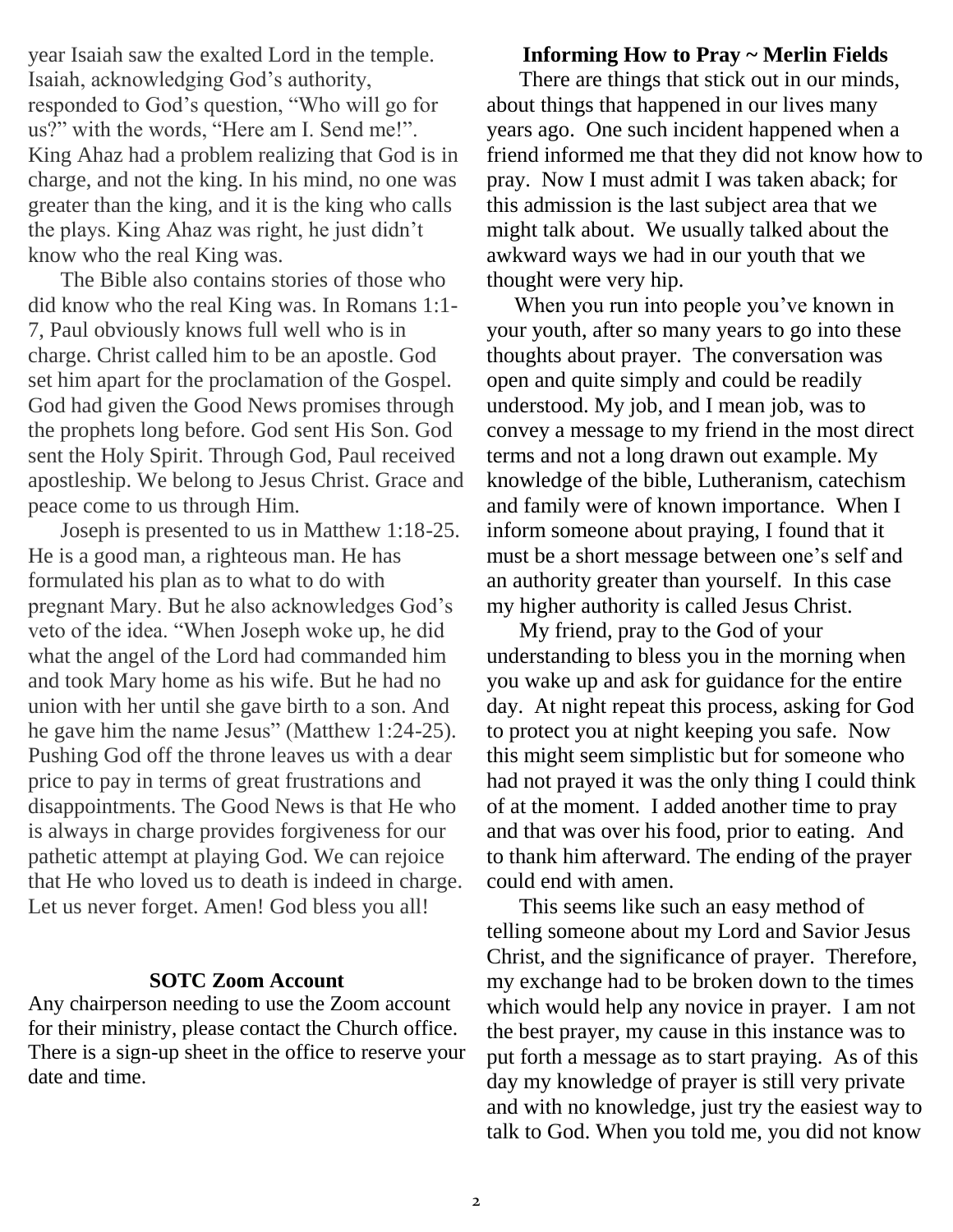year Isaiah saw the exalted Lord in the temple. Isaiah, acknowledging God's authority, responded to God's question, "Who will go for us?" with the words, "Here am I. Send me!". King Ahaz had a problem realizing that God is in charge, and not the king. In his mind, no one was greater than the king, and it is the king who calls the plays. King Ahaz was right, he just didn't know who the real King was.

The Bible also contains stories of those who did know who the real King was. In Romans 1:1-7, Paul obviously knows full well who is in charge. Christ called him to be an apostle. God set him apart for the proclamation of the Gospel. God had given the Good News promises through the prophets long before. God sent His Son. God sent the Holy Spirit. Through God, Paul received apostleship. We belong to Jesus Christ. Grace and peace come to us through Him.

Joseph is presented to us in Matthew 1:18-25. He is a good man, a righteous man. He has formulated his plan as to what to do with pregnant Mary. But he also acknowledges God's veto of the idea. "When Joseph woke up, he did what the angel of the Lord had commanded him and took Mary home as his wife. But he had no union with her until she gave birth to a son. And he gave him the name Jesus" (Matthew 1:24-25). Pushing God off the throne leaves us with a dear price to pay in terms of great frustrations and disappointments. The Good News is that He who is always in charge provides forgiveness for our pathetic attempt at playing God. We can rejoice that He who loved us to death is indeed in charge. Let us never forget. Amen! God bless you all!

**SOTC Zoom Account**

Any chairperson needing to use the Zoom account for their ministry, please contact the Church office. There is a sign-up sheet in the office to reserve your date and time.

**Informing How to Pray ~ Merlin Fields**

There are things that stick out in our minds, about things that happened in our lives many years ago. One such incident happened when a friend informed me that they did not know how to pray. Now I must admit I was taken aback; for this admission is the last subject area that we might talk about. We usually talked about the awkward ways we had in our youth that we thought were very hip.

When you run into people you've known in your youth, after so many years to go into these thoughts about prayer. The conversation was open and quite simply and could be readily understood. My job, and I mean job, was to convey a message to my friend in the most direct terms and not a long drawn out example. My knowledge of the bible, Lutheranism, catechism and family were of known importance. When I inform someone about praying, I found that it must be a short message between one's self and an authority greater than yourself. In this case my higher authority is called Jesus Christ.

My friend, pray to the God of your understanding to bless you in the morning when you wake up and ask for guidance for the entire day. At night repeat this process, asking for God to protect you at night keeping you safe. Now this might seem simplistic but for someone who had not prayed it was the only thing I could think of at the moment. I added another time to pray and that was over his food, prior to eating. And to thank him afterward. The ending of the prayer could end with amen.

This seems like such an easy method of telling someone about my Lord and Savior Jesus Christ, and the significance of prayer. Therefore, my exchange had to be broken down to the times which would help any novice in prayer. I am not the best prayer, my cause in this instance was to put forth a message as to start praying. As of this day my knowledge of prayer is still very private and with no knowledge, just try the easiest way to talk to God. When you told me, you did not know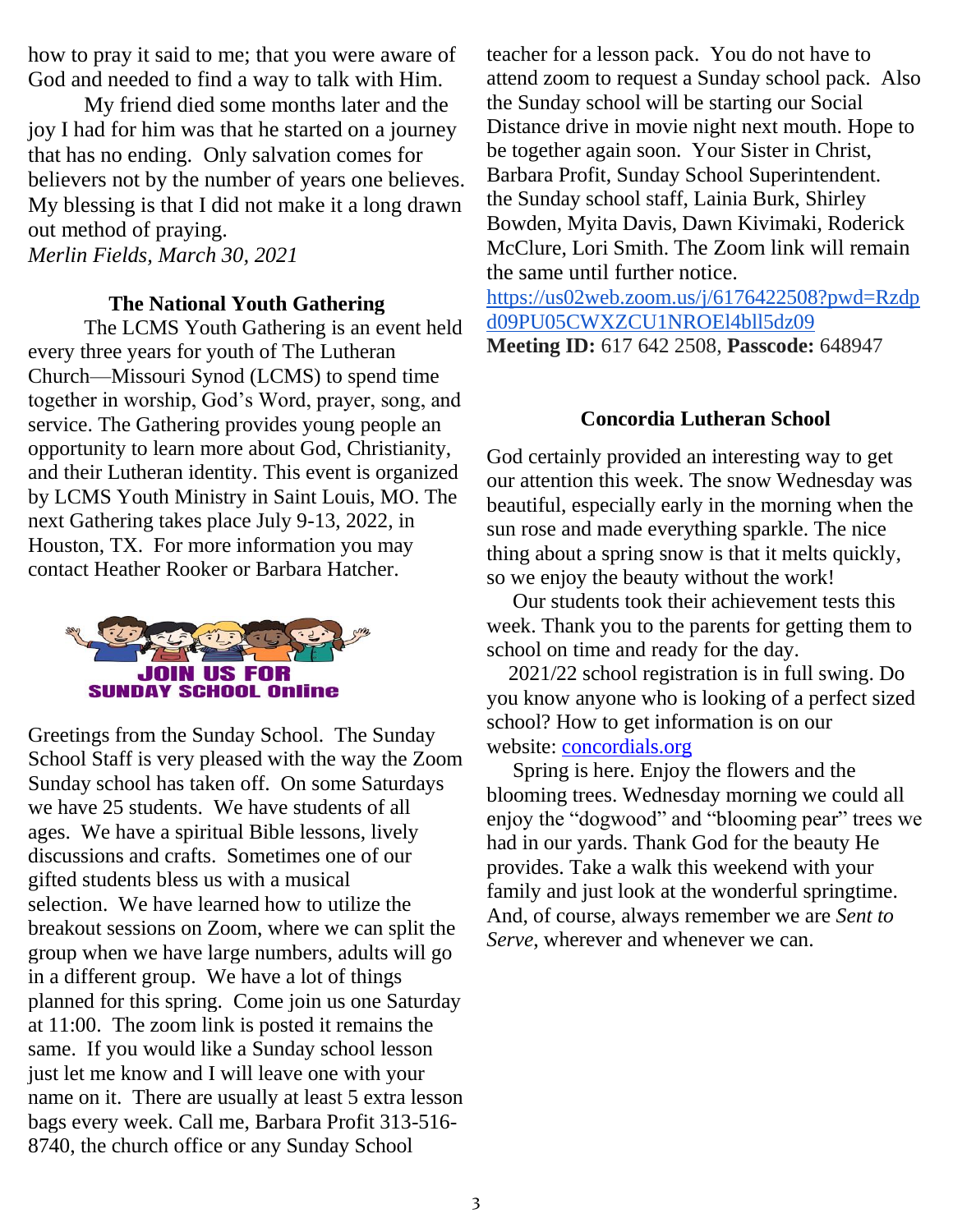how to pray it said to me; that you were aware of God and needed to find a way to talk with Him.

My friend died some months later and the joy I had for him was that he started on a journey that has no ending. Only salvation comes for believers not by the number of years one believes. My blessing is that I did not make it a long drawn out method of praying.

*Merlin Fields, March 30, 2021*

### The National Youth Gathering

The LCMS Youth Gathering is an event held every three years for youth of The Lutheran Church—Missouri Synod (LCMS) to spend time together in worship, God's Word, prayer, song, and service. The Gathering provides young people an opportunity to learn more about God, Christianity, and their Lutheran identity. This event is organized by LCMS Youth Ministry in Saint Louis, MO. The next Gathering takes place July 9-13, 2022, in Houston, TX. For more information you may contact Heather Rooker or Barbara Hatcher.

**JOIN US FOR SUNDAY SCHOOL Online**

Greetings from the Sunday School. The Sunday School Staff is very pleased with the way the Zoom Sunday school has taken off. On some Saturdays we have 25 students. We have students of all ages. We have a spiritual Bible lessons, lively discussions and crafts. Sometimes one of our gifted students bless us with a musical selection. We have learned how to utilize the breakout sessions on Zoom, where we can split the group when we have large numbers, adults will go in a different group. We have a lot of things planned for this spring. Come join us one Saturday at 11:00. The zoom link is posted it remains the same. If you would like a Sunday school lesson just let me know and I will leave one with your name on it. There are usually at least 5 extra lesson bags every week. Call me, Barbara Profit 313-516-8740, the church office or any Sunday School teacher for a lesson pack. You do not have to attend zoom to request a Sunday school pack. Also the Sunday school will be starting our Social Distance drive in movie night next mouth. Hope to be together again soon. Your Sister in Christ, Barbara Profit, Sunday School Superintendent. the Sunday school staff, Lainia Burk, Shirley Bowden, Myita Davis, Dawn Kivimaki, Roderick McClure, Lori Smith. The Zoom link will remain the same until further notice.

https://us02web.zoom.us/j/6176422508?pwd=Rzdpd09PU05CWXZCU1NROEl4bll5dz09

**Meeting ID:** 617 642 2508, **Passcode:** 648947

### Concordia Lutheran School

God certainly provided an interesting way to get our attention this week. The snow Wednesday was beautiful, especially early in the morning when the sun rose and made everything sparkle. The nice thing about a spring snow is that it melts quickly, so we enjoy the beauty without the work!

Our students took their achievement tests this week. Thank you to the parents for getting them to school on time and ready for the day.

2021/22 school registration is in full swing. Do you know anyone who is looking of a perfect sized school? How to get information is on our website: concordials.org

Spring is here. Enjoy the flowers and the blooming trees. Wednesday morning we could all enjoy the "dogwood" and "blooming pear" trees we had in our yards. Thank God for the beauty He provides. Take a walk this weekend with your family and just look at the wonderful springtime. And, of course, always remember we are *Sent to Serve*, wherever and whenever we can.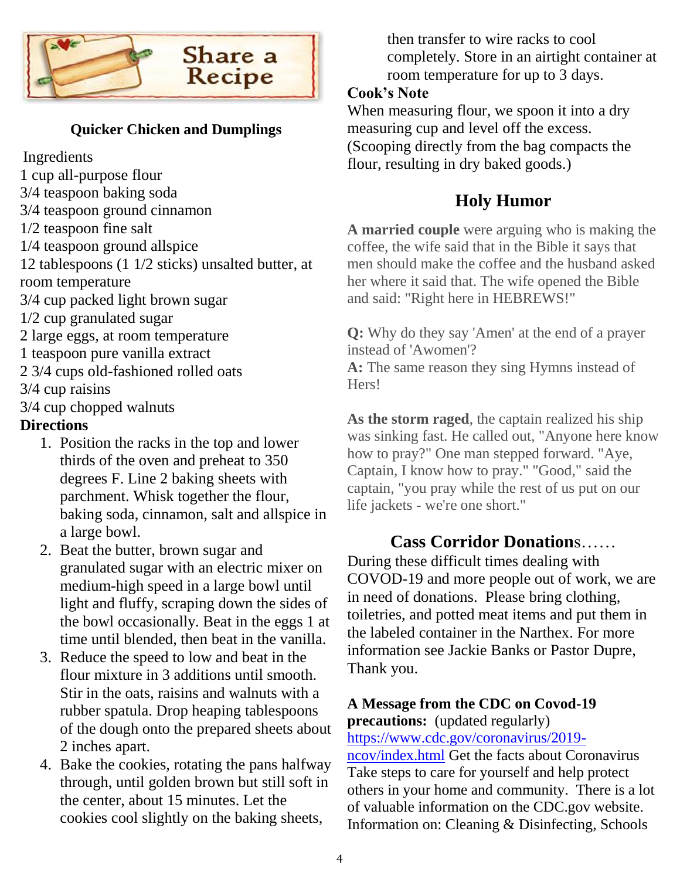## Share a Recipe

### Quicker Chicken and Dumplings

Ingredients
1 cup all-purpose flour
3/4 teaspoon baking soda
3/4 teaspoon ground cinnamon
1/2 teaspoon fine salt
1/4 teaspoon ground allspice
12 tablespoons (1 1/2 sticks) unsalted butter, at room temperature
3/4 cup packed light brown sugar
1/2 cup granulated sugar
2 large eggs, at room temperature
1 teaspoon pure vanilla extract
2 3/4 cups old-fashioned rolled oats
3/4 cup raisins
3/4 cup chopped walnuts

**Directions**

1. Position the racks in the top and lower thirds of the oven and preheat to 350 degrees F. Line 2 baking sheets with parchment. Whisk together the flour, baking soda, cinnamon, salt and allspice in a large bowl.
2. Beat the butter, brown sugar and granulated sugar with an electric mixer on medium-high speed in a large bowl until light and fluffy, scraping down the sides of the bowl occasionally. Beat in the eggs 1 at time until blended, then beat in the vanilla.
3. Reduce the speed to low and beat in the flour mixture in 3 additions until smooth. Stir in the oats, raisins and walnuts with a rubber spatula. Drop heaping tablespoons of the dough onto the prepared sheets about 2 inches apart.
4. Bake the cookies, rotating the pans halfway through, until golden brown but still soft in the center, about 15 minutes. Let the cookies cool slightly on the baking sheets, then transfer to wire racks to cool completely. Store in an airtight container at room temperature for up to 3 days.

**Cook's Note**
When measuring flour, we spoon it into a dry measuring cup and level off the excess. (Scooping directly from the bag compacts the flour, resulting in dry baked goods.)

## Holy Humor

**A married couple** were arguing who is making the coffee, the wife said that in the Bible it says that men should make the coffee and the husband asked her where it said that. The wife opened the Bible and said: "Right here in HEBREWS!"

**Q:** Why do they say 'Amen' at the end of a prayer instead of 'Awomen'?
**A:** The same reason they sing Hymns instead of Hers!

**As the storm raged**, the captain realized his ship was sinking fast. He called out, "Anyone here know how to pray?" One man stepped forward. "Aye, Captain, I know how to pray." "Good," said the captain, "you pray while the rest of us put on our life jackets - we're one short."

## Cass Corridor Donations……

During these difficult times dealing with COVOD-19 and more people out of work, we are in need of donations. Please bring clothing, toiletries, and potted meat items and put them in the labeled container in the Narthex. For more information see Jackie Banks or Pastor Dupre, Thank you.

**A Message from the CDC on Covod-19 precautions:** (updated regularly)
[https://www.cdc.gov/coronavirus/2019-ncov/index.html](https://www.cdc.gov/coronavirus/2019-ncov/index.html) Get the facts about Coronavirus Take steps to care for yourself and help protect others in your home and community. There is a lot of valuable information on the CDC.gov website. Information on: Cleaning & Disinfecting, Schools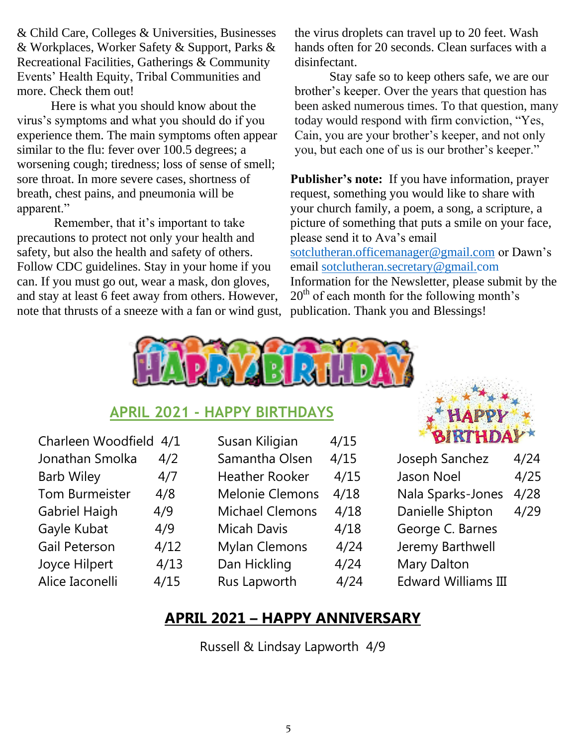& Child Care, Colleges & Universities, Businesses & Workplaces, Worker Safety & Support, Parks & Recreational Facilities, Gatherings & Community Events' Health Equity, Tribal Communities and more. Check them out!

Here is what you should know about the virus's symptoms and what you should do if you experience them. The main symptoms often appear similar to the flu: fever over 100.5 degrees; a worsening cough; tiredness; loss of sense of smell; sore throat. In more severe cases, shortness of breath, chest pains, and pneumonia will be apparent."

Remember, that it's important to take precautions to protect not only your health and safety, but also the health and safety of others. Follow CDC guidelines. Stay in your home if you can. If you must go out, wear a mask, don gloves, and stay at least 6 feet away from others. However, note that thrusts of a sneeze with a fan or wind gust, the virus droplets can travel up to 20 feet. Wash hands often for 20 seconds. Clean surfaces with a disinfectant.

Stay safe so to keep others safe, we are our brother's keeper. Over the years that question has been asked numerous times. To that question, many today would respond with firm conviction, "Yes, Cain, you are your brother's keeper, and not only you, but each one of us is our brother's keeper."

**Publisher's note:** If you have information, prayer request, something you would like to share with your church family, a poem, a song, a scripture, a picture of something that puts a smile on your face, please send it to Ava's email sotclutheran.officemanager@gmail.com or Dawn's email sotclutheran.secretary@gmail.com Information for the Newsletter, please submit by the 20th of each month for the following month's publication. Thank you and Blessings!

HAPPY BIRTHDAY

## APRIL 2021 - HAPPY BIRTHDAYS

HAPPY BIRTHDAY

| | | | | | |
|---|---|---|---|---|---|
| Charleen Woodfield | 4/1 | Susan Kiligian | 4/15 | Joseph Sanchez | 4/24 |
| Jonathan Smolka | 4/2 | Samantha Olsen | 4/15 | Jason Noel | 4/25 |
| Barb Wiley | 4/7 | Heather Rooker | 4/15 | Nala Sparks-Jones | 4/28 |
| Tom Burmeister | 4/8 | Melonie Clemons | 4/18 | Danielle Shipton | 4/29 |
| Gabriel Haigh | 4/9 | Michael Clemons | 4/18 | George C. Barnes | |
| Gayle Kubat | 4/9 | Micah Davis | 4/18 | Jeremy Barthwell | |
| Gail Peterson | 4/12 | Mylan Clemons | 4/24 | Mary Dalton | |
| Joyce Hilpert | 4/13 | Dan Hickling | 4/24 | Edward Williams III | |
| Alice Iaconelli | 4/15 | Rus Lapworth | 4/24 | | |

## APRIL 2021 – HAPPY ANNIVERSARY

Russell & Lindsay Lapworth 4/9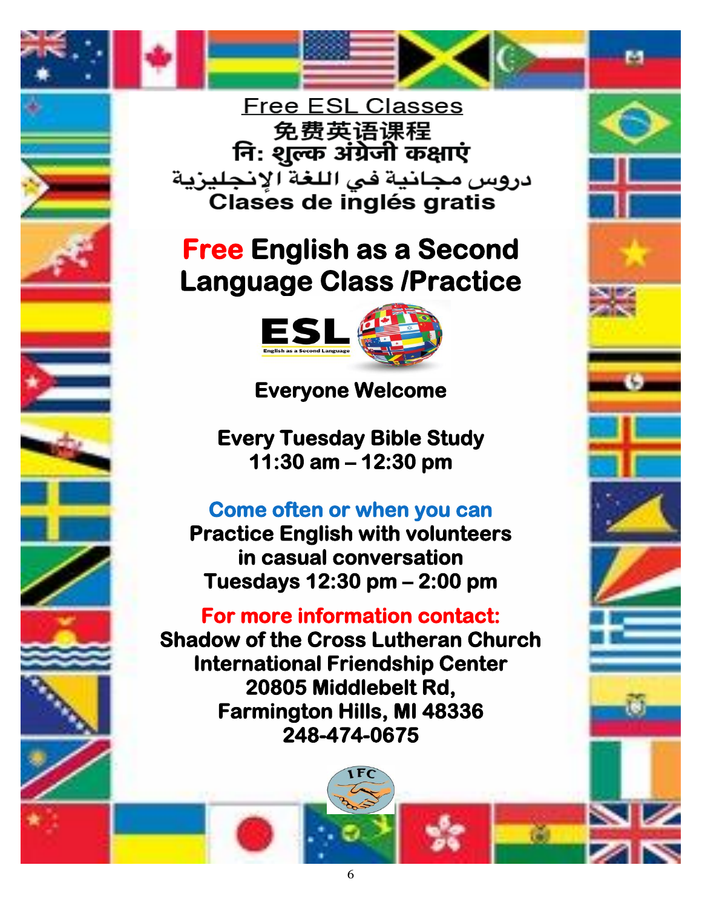Free ESL Classes

免费英语课程

नि: शुल्क अंग्रेजी कक्षाएं

دروس مجانية في اللغة الإنجليزية

**Clases de inglés gratis**

# Free English as a Second Language Class /Practice

ESL
English as a Second Language

**Everyone Welcome**

**Every Tuesday Bible Study**
**11:30 am – 12:30 pm**

**Come often or when you can**
**Practice English with volunteers in casual conversation**
**Tuesdays 12:30 pm – 2:00 pm**

**For more information contact:**
**Shadow of the Cross Lutheran Church**
**International Friendship Center**
**20805 Middlebelt Rd,**
**Farmington Hills, MI 48336**
**248-474-0675**

IFC